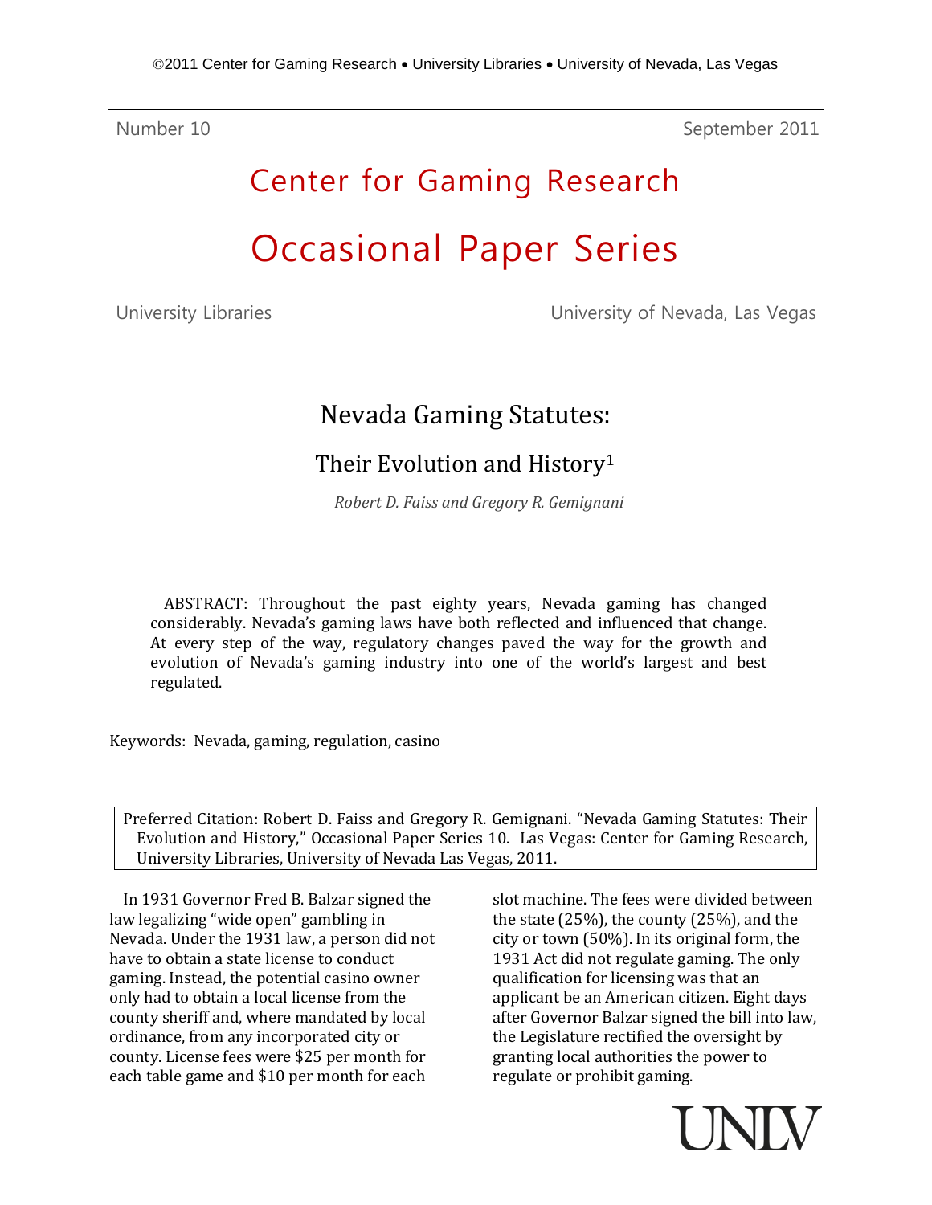©2011 Center for Gaming Research • University Libraries • University of Nevada, Las Vegas

Number 10 September 2011

# Center for Gaming Research

# Occasional Paper Series

University Libraries University of Nevada, Las Vegas

## Nevada Gaming Statutes:

### Their Evolution and History[1]

*Robert D. Faiss and Gregory R. Gemignani*

ABSTRACT: Throughout the past eighty years, Nevada gaming has changed considerably. Nevada's gaming laws have both reflected and influenced that change. At every step of the way, regulatory changes paved the way for the growth and evolution of Nevada's gaming industry into one of the world's largest and best regulated.

Keywords: Nevada, gaming, regulation, casino

Preferred Citation: Robert D. Faiss and Gregory R. Gemignani. "Nevada Gaming Statutes: Their Evolution and History," Occasional Paper Series 10. Las Vegas: Center for Gaming Research, University Libraries, University of Nevada Las Vegas, 2011.

In 1931 Governor Fred B. Balzar signed the law legalizing "wide open" gambling in Nevada. Under the 1931 law, a person did not have to obtain a state license to conduct gaming. Instead, the potential casino owner only had to obtain a local license from the county sheriff and, where mandated by local ordinance, from any incorporated city or county. License fees were $25 per month for each table game and $10 per month for each slot machine. The fees were divided between the state (25%), the county (25%), and the city or town (50%). In its original form, the 1931 Act did not regulate gaming. The only qualification for licensing was that an applicant be an American citizen. Eight days after Governor Balzar signed the bill into law, the Legislature rectified the oversight by granting local authorities the power to regulate or prohibit gaming.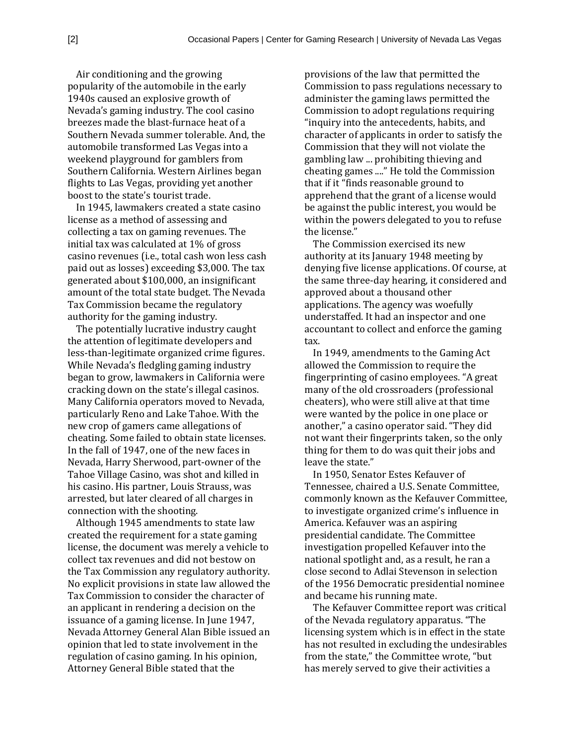Air conditioning and the growing popularity of the automobile in the early 1940s caused an explosive growth of Nevada's gaming industry. The cool casino breezes made the blast-furnace heat of a Southern Nevada summer tolerable. And, the automobile transformed Las Vegas into a weekend playground for gamblers from Southern California. Western Airlines began flights to Las Vegas, providing yet another boost to the state's tourist trade.

In 1945, lawmakers created a state casino license as a method of assessing and collecting a tax on gaming revenues. The initial tax was calculated at 1% of gross casino revenues (i.e., total cash won less cash paid out as losses) exceeding $3,000. The tax generated about $100,000, an insignificant amount of the total state budget. The Nevada Tax Commission became the regulatory authority for the gaming industry.

The potentially lucrative industry caught the attention of legitimate developers and less-than-legitimate organized crime figures. While Nevada's fledgling gaming industry began to grow, lawmakers in California were cracking down on the state's illegal casinos. Many California operators moved to Nevada, particularly Reno and Lake Tahoe. With the new crop of gamers came allegations of cheating. Some failed to obtain state licenses. In the fall of 1947, one of the new faces in Nevada, Harry Sherwood, part-owner of the Tahoe Village Casino, was shot and killed in his casino. His partner, Louis Strauss, was arrested, but later cleared of all charges in connection with the shooting.

Although 1945 amendments to state law created the requirement for a state gaming license, the document was merely a vehicle to collect tax revenues and did not bestow on the Tax Commission any regulatory authority. No explicit provisions in state law allowed the Tax Commission to consider the character of an applicant in rendering a decision on the issuance of a gaming license. In June 1947, Nevada Attorney General Alan Bible issued an opinion that led to state involvement in the regulation of casino gaming. In his opinion, Attorney General Bible stated that the provisions of the law that permitted the Commission to pass regulations necessary to administer the gaming laws permitted the Commission to adopt regulations requiring "inquiry into the antecedents, habits, and character of applicants in order to satisfy the Commission that they will not violate the gambling law ... prohibiting thieving and cheating games ...." He told the Commission that if it "finds reasonable ground to apprehend that the grant of a license would be against the public interest, you would be within the powers delegated to you to refuse the license."

The Commission exercised its new authority at its January 1948 meeting by denying five license applications. Of course, at the same three-day hearing, it considered and approved about a thousand other applications. The agency was woefully understaffed. It had an inspector and one accountant to collect and enforce the gaming tax.

In 1949, amendments to the Gaming Act allowed the Commission to require the fingerprinting of casino employees. "A great many of the old crossroaders (professional cheaters), who were still alive at that time were wanted by the police in one place or another," a casino operator said. "They did not want their fingerprints taken, so the only thing for them to do was quit their jobs and leave the state."

In 1950, Senator Estes Kefauver of Tennessee, chaired a U.S. Senate Committee, commonly known as the Kefauver Committee, to investigate organized crime's influence in America. Kefauver was an aspiring presidential candidate. The Committee investigation propelled Kefauver into the national spotlight and, as a result, he ran a close second to Adlai Stevenson in selection of the 1956 Democratic presidential nominee and became his running mate.

The Kefauver Committee report was critical of the Nevada regulatory apparatus. "The licensing system which is in effect in the state has not resulted in excluding the undesirables from the state," the Committee wrote, "but has merely served to give their activities a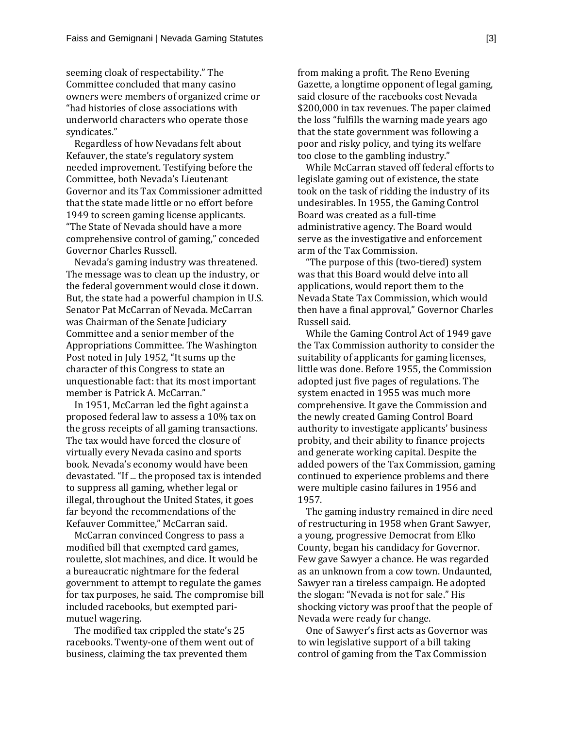seeming cloak of respectability." The Committee concluded that many casino owners were members of organized crime or "had histories of close associations with underworld characters who operate those syndicates."

Regardless of how Nevadans felt about Kefauver, the state's regulatory system needed improvement. Testifying before the Committee, both Nevada's Lieutenant Governor and its Tax Commissioner admitted that the state made little or no effort before 1949 to screen gaming license applicants. "The State of Nevada should have a more comprehensive control of gaming," conceded Governor Charles Russell.

Nevada's gaming industry was threatened. The message was to clean up the industry, or the federal government would close it down. But, the state had a powerful champion in U.S. Senator Pat McCarran of Nevada. McCarran was Chairman of the Senate Judiciary Committee and a senior member of the Appropriations Committee. The Washington Post noted in July 1952, "It sums up the character of this Congress to state an unquestionable fact: that its most important member is Patrick A. McCarran."

In 1951, McCarran led the fight against a proposed federal law to assess a 10% tax on the gross receipts of all gaming transactions. The tax would have forced the closure of virtually every Nevada casino and sports book. Nevada's economy would have been devastated. "If ... the proposed tax is intended to suppress all gaming, whether legal or illegal, throughout the United States, it goes far beyond the recommendations of the Kefauver Committee," McCarran said.

McCarran convinced Congress to pass a modified bill that exempted card games, roulette, slot machines, and dice. It would be a bureaucratic nightmare for the federal government to attempt to regulate the games for tax purposes, he said. The compromise bill included racebooks, but exempted pari-mutuel wagering.

The modified tax crippled the state's 25 racebooks. Twenty-one of them went out of business, claiming the tax prevented them from making a profit. The Reno Evening Gazette, a longtime opponent of legal gaming, said closure of the racebooks cost Nevada $200,000 in tax revenues. The paper claimed the loss "fulfills the warning made years ago that the state government was following a poor and risky policy, and tying its welfare too close to the gambling industry."

While McCarran staved off federal efforts to legislate gaming out of existence, the state took on the task of ridding the industry of its undesirables. In 1955, the Gaming Control Board was created as a full-time administrative agency. The Board would serve as the investigative and enforcement arm of the Tax Commission.

"The purpose of this (two-tiered) system was that this Board would delve into all applications, would report them to the Nevada State Tax Commission, which would then have a final approval," Governor Charles Russell said.

While the Gaming Control Act of 1949 gave the Tax Commission authority to consider the suitability of applicants for gaming licenses, little was done. Before 1955, the Commission adopted just five pages of regulations. The system enacted in 1955 was much more comprehensive. It gave the Commission and the newly created Gaming Control Board authority to investigate applicants' business probity, and their ability to finance projects and generate working capital. Despite the added powers of the Tax Commission, gaming continued to experience problems and there were multiple casino failures in 1956 and 1957.

The gaming industry remained in dire need of restructuring in 1958 when Grant Sawyer, a young, progressive Democrat from Elko County, began his candidacy for Governor. Few gave Sawyer a chance. He was regarded as an unknown from a cow town. Undaunted, Sawyer ran a tireless campaign. He adopted the slogan: "Nevada is not for sale." His shocking victory was proof that the people of Nevada were ready for change.

One of Sawyer's first acts as Governor was to win legislative support of a bill taking control of gaming from the Tax Commission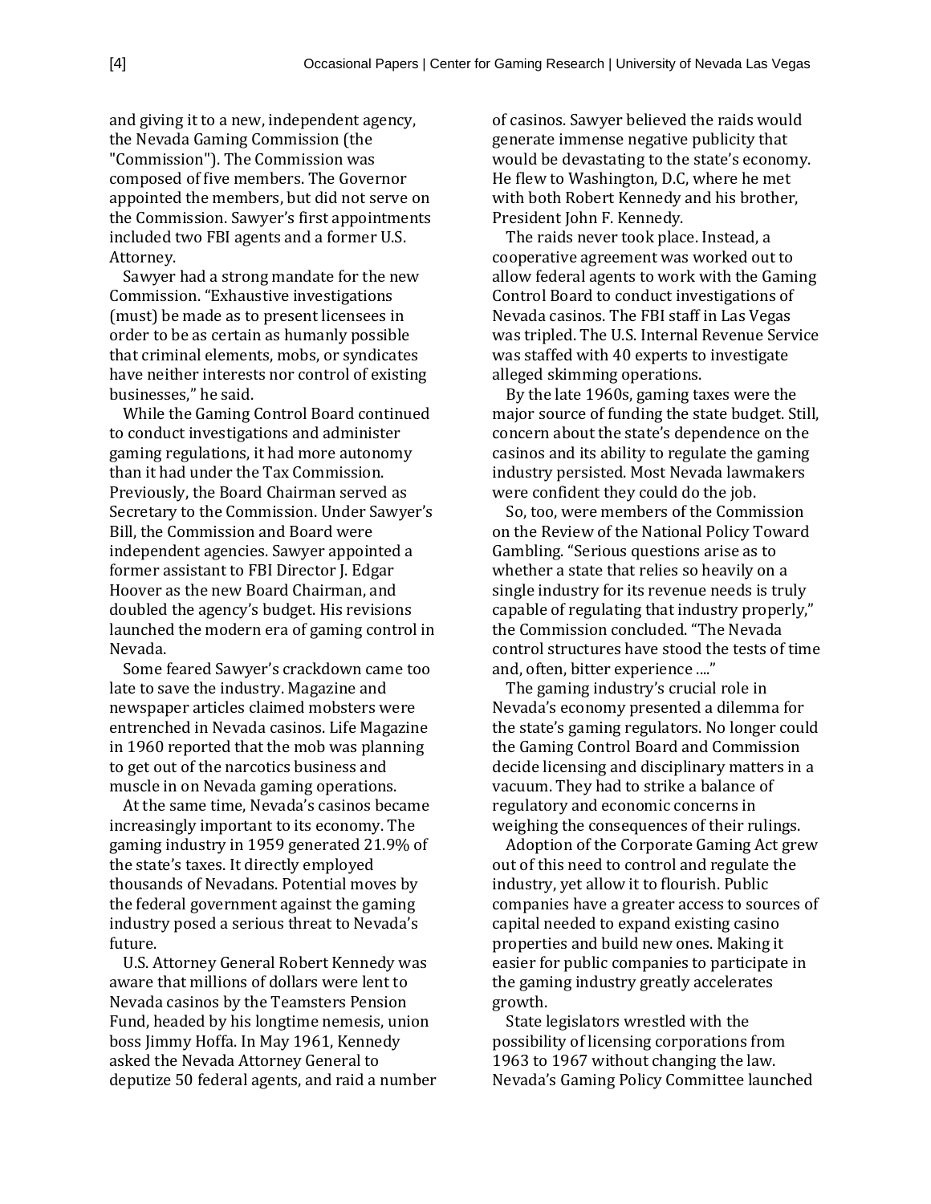and giving it to a new, independent agency, the Nevada Gaming Commission (the "Commission"). The Commission was composed of five members. The Governor appointed the members, but did not serve on the Commission. Sawyer's first appointments included two FBI agents and a former U.S. Attorney.

Sawyer had a strong mandate for the new Commission. "Exhaustive investigations (must) be made as to present licensees in order to be as certain as humanly possible that criminal elements, mobs, or syndicates have neither interests nor control of existing businesses," he said.

While the Gaming Control Board continued to conduct investigations and administer gaming regulations, it had more autonomy than it had under the Tax Commission. Previously, the Board Chairman served as Secretary to the Commission. Under Sawyer's Bill, the Commission and Board were independent agencies. Sawyer appointed a former assistant to FBI Director J. Edgar Hoover as the new Board Chairman, and doubled the agency's budget. His revisions launched the modern era of gaming control in Nevada.

Some feared Sawyer's crackdown came too late to save the industry. Magazine and newspaper articles claimed mobsters were entrenched in Nevada casinos. Life Magazine in 1960 reported that the mob was planning to get out of the narcotics business and muscle in on Nevada gaming operations.

At the same time, Nevada's casinos became increasingly important to its economy. The gaming industry in 1959 generated 21.9% of the state's taxes. It directly employed thousands of Nevadans. Potential moves by the federal government against the gaming industry posed a serious threat to Nevada's future.

U.S. Attorney General Robert Kennedy was aware that millions of dollars were lent to Nevada casinos by the Teamsters Pension Fund, headed by his longtime nemesis, union boss Jimmy Hoffa. In May 1961, Kennedy asked the Nevada Attorney General to deputize 50 federal agents, and raid a number of casinos. Sawyer believed the raids would generate immense negative publicity that would be devastating to the state's economy. He flew to Washington, D.C, where he met with both Robert Kennedy and his brother, President John F. Kennedy.

The raids never took place. Instead, a cooperative agreement was worked out to allow federal agents to work with the Gaming Control Board to conduct investigations of Nevada casinos. The FBI staff in Las Vegas was tripled. The U.S. Internal Revenue Service was staffed with 40 experts to investigate alleged skimming operations.

By the late 1960s, gaming taxes were the major source of funding the state budget. Still, concern about the state's dependence on the casinos and its ability to regulate the gaming industry persisted. Most Nevada lawmakers were confident they could do the job.

So, too, were members of the Commission on the Review of the National Policy Toward Gambling. "Serious questions arise as to whether a state that relies so heavily on a single industry for its revenue needs is truly capable of regulating that industry properly," the Commission concluded. "The Nevada control structures have stood the tests of time and, often, bitter experience ...."

The gaming industry's crucial role in Nevada's economy presented a dilemma for the state's gaming regulators. No longer could the Gaming Control Board and Commission decide licensing and disciplinary matters in a vacuum. They had to strike a balance of regulatory and economic concerns in weighing the consequences of their rulings.

Adoption of the Corporate Gaming Act grew out of this need to control and regulate the industry, yet allow it to flourish. Public companies have a greater access to sources of capital needed to expand existing casino properties and build new ones. Making it easier for public companies to participate in the gaming industry greatly accelerates growth.

State legislators wrestled with the possibility of licensing corporations from 1963 to 1967 without changing the law. Nevada's Gaming Policy Committee launched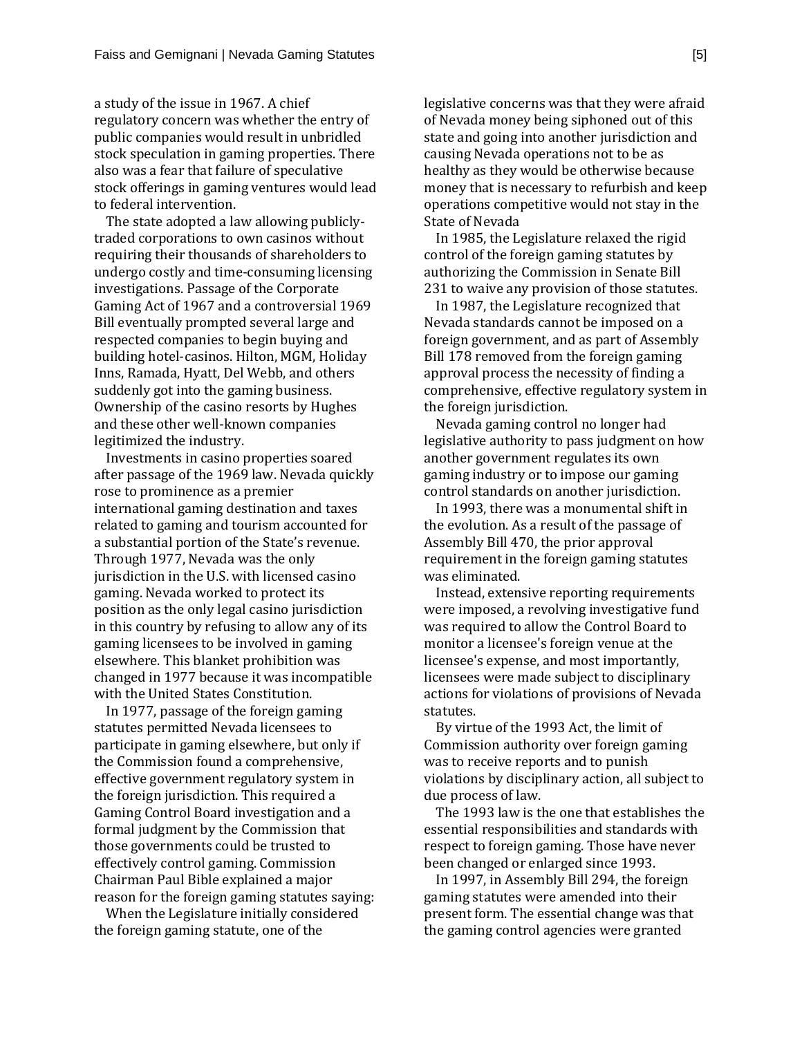a study of the issue in 1967. A chief regulatory concern was whether the entry of public companies would result in unbridled stock speculation in gaming properties. There also was a fear that failure of speculative stock offerings in gaming ventures would lead to federal intervention.

The state adopted a law allowing publicly-traded corporations to own casinos without requiring their thousands of shareholders to undergo costly and time-consuming licensing investigations. Passage of the Corporate Gaming Act of 1967 and a controversial 1969 Bill eventually prompted several large and respected companies to begin buying and building hotel-casinos. Hilton, MGM, Holiday Inns, Ramada, Hyatt, Del Webb, and others suddenly got into the gaming business. Ownership of the casino resorts by Hughes and these other well-known companies legitimized the industry.

Investments in casino properties soared after passage of the 1969 law. Nevada quickly rose to prominence as a premier international gaming destination and taxes related to gaming and tourism accounted for a substantial portion of the State's revenue. Through 1977, Nevada was the only jurisdiction in the U.S. with licensed casino gaming. Nevada worked to protect its position as the only legal casino jurisdiction in this country by refusing to allow any of its gaming licensees to be involved in gaming elsewhere. This blanket prohibition was changed in 1977 because it was incompatible with the United States Constitution.

In 1977, passage of the foreign gaming statutes permitted Nevada licensees to participate in gaming elsewhere, but only if the Commission found a comprehensive, effective government regulatory system in the foreign jurisdiction. This required a Gaming Control Board investigation and a formal judgment by the Commission that those governments could be trusted to effectively control gaming. Commission Chairman Paul Bible explained a major reason for the foreign gaming statutes saying:

When the Legislature initially considered the foreign gaming statute, one of the legislative concerns was that they were afraid of Nevada money being siphoned out of this state and going into another jurisdiction and causing Nevada operations not to be as healthy as they would be otherwise because money that is necessary to refurbish and keep operations competitive would not stay in the State of Nevada

In 1985, the Legislature relaxed the rigid control of the foreign gaming statutes by authorizing the Commission in Senate Bill 231 to waive any provision of those statutes.

In 1987, the Legislature recognized that Nevada standards cannot be imposed on a foreign government, and as part of Assembly Bill 178 removed from the foreign gaming approval process the necessity of finding a comprehensive, effective regulatory system in the foreign jurisdiction.

Nevada gaming control no longer had legislative authority to pass judgment on how another government regulates its own gaming industry or to impose our gaming control standards on another jurisdiction.

In 1993, there was a monumental shift in the evolution. As a result of the passage of Assembly Bill 470, the prior approval requirement in the foreign gaming statutes was eliminated.

Instead, extensive reporting requirements were imposed, a revolving investigative fund was required to allow the Control Board to monitor a licensee's foreign venue at the licensee's expense, and most importantly, licensees were made subject to disciplinary actions for violations of provisions of Nevada statutes.

By virtue of the 1993 Act, the limit of Commission authority over foreign gaming was to receive reports and to punish violations by disciplinary action, all subject to due process of law.

The 1993 law is the one that establishes the essential responsibilities and standards with respect to foreign gaming. Those have never been changed or enlarged since 1993.

In 1997, in Assembly Bill 294, the foreign gaming statutes were amended into their present form. The essential change was that the gaming control agencies were granted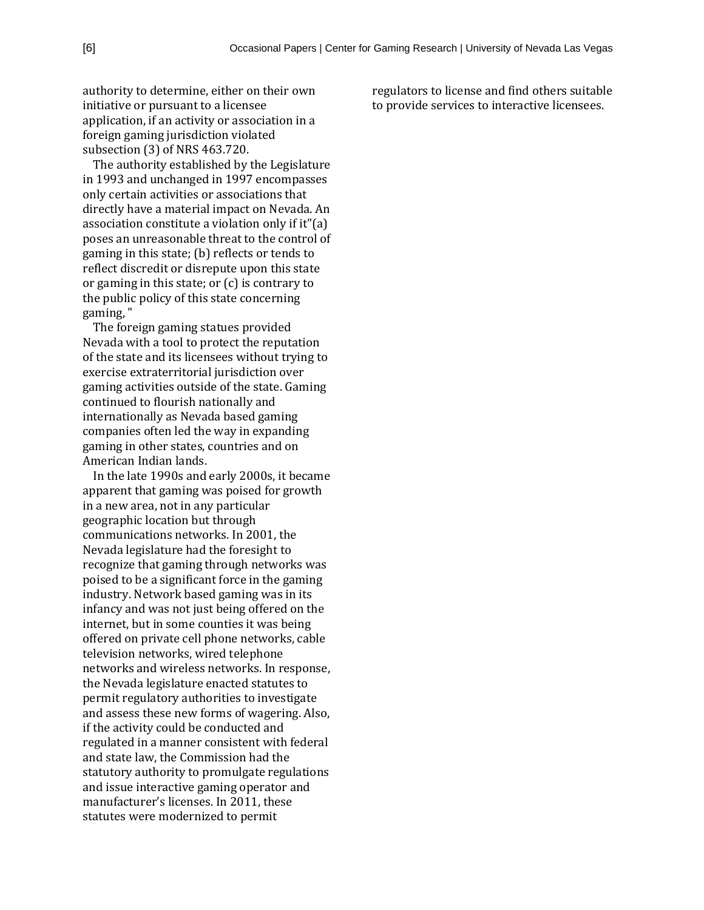authority to determine, either on their own initiative or pursuant to a licensee application, if an activity or association in a foreign gaming jurisdiction violated subsection (3) of NRS 463.720.

The authority established by the Legislature in 1993 and unchanged in 1997 encompasses only certain activities or associations that directly have a material impact on Nevada. An association constitute a violation only if it"(a) poses an unreasonable threat to the control of gaming in this state; (b) reflects or tends to reflect discredit or disrepute upon this state or gaming in this state; or (c) is contrary to the public policy of this state concerning gaming, "

The foreign gaming statues provided Nevada with a tool to protect the reputation of the state and its licensees without trying to exercise extraterritorial jurisdiction over gaming activities outside of the state. Gaming continued to flourish nationally and internationally as Nevada based gaming companies often led the way in expanding gaming in other states, countries and on American Indian lands.

In the late 1990s and early 2000s, it became apparent that gaming was poised for growth in a new area, not in any particular geographic location but through communications networks. In 2001, the Nevada legislature had the foresight to recognize that gaming through networks was poised to be a significant force in the gaming industry. Network based gaming was in its infancy and was not just being offered on the internet, but in some counties it was being offered on private cell phone networks, cable television networks, wired telephone networks and wireless networks. In response, the Nevada legislature enacted statutes to permit regulatory authorities to investigate and assess these new forms of wagering. Also, if the activity could be conducted and regulated in a manner consistent with federal and state law, the Commission had the statutory authority to promulgate regulations and issue interactive gaming operator and manufacturer's licenses. In 2011, these statutes were modernized to permit regulators to license and find others suitable to provide services to interactive licensees.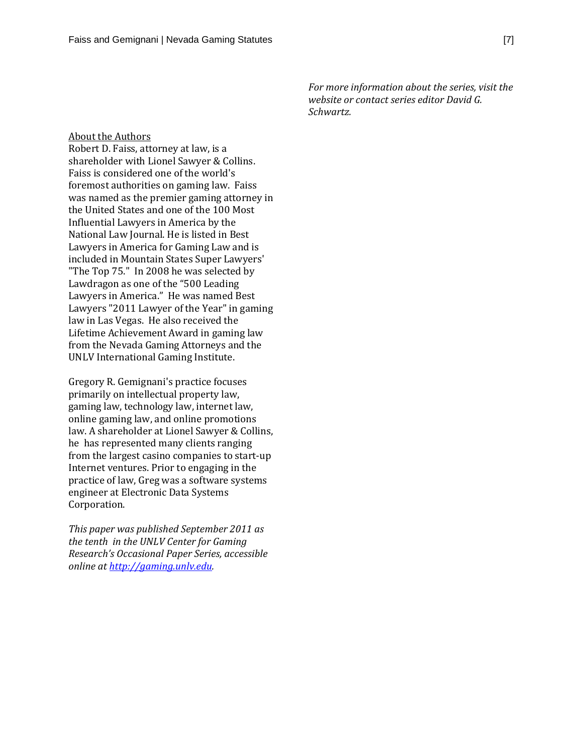*For more information about the series, visit the website or contact series editor David G. Schwartz.*

About the Authors

Robert D. Faiss, attorney at law, is a shareholder with Lionel Sawyer & Collins. Faiss is considered one of the world's foremost authorities on gaming law. Faiss was named as the premier gaming attorney in the United States and one of the 100 Most Influential Lawyers in America by the National Law Journal. He is listed in Best Lawyers in America for Gaming Law and is included in Mountain States Super Lawyers' "The Top 75." In 2008 he was selected by Lawdragon as one of the "500 Leading Lawyers in America." He was named Best Lawyers "2011 Lawyer of the Year" in gaming law in Las Vegas. He also received the Lifetime Achievement Award in gaming law from the Nevada Gaming Attorneys and the UNLV International Gaming Institute.

Gregory R. Gemignani's practice focuses primarily on intellectual property law, gaming law, technology law, internet law, online gaming law, and online promotions law. A shareholder at Lionel Sawyer & Collins, he has represented many clients ranging from the largest casino companies to start-up Internet ventures. Prior to engaging in the practice of law, Greg was a software systems engineer at Electronic Data Systems Corporation.

*This paper was published September 2011 as the tenth in the UNLV Center for Gaming Research's Occasional Paper Series, accessible online at [http://gaming.unlv.edu](http://gaming.unlv.edu).*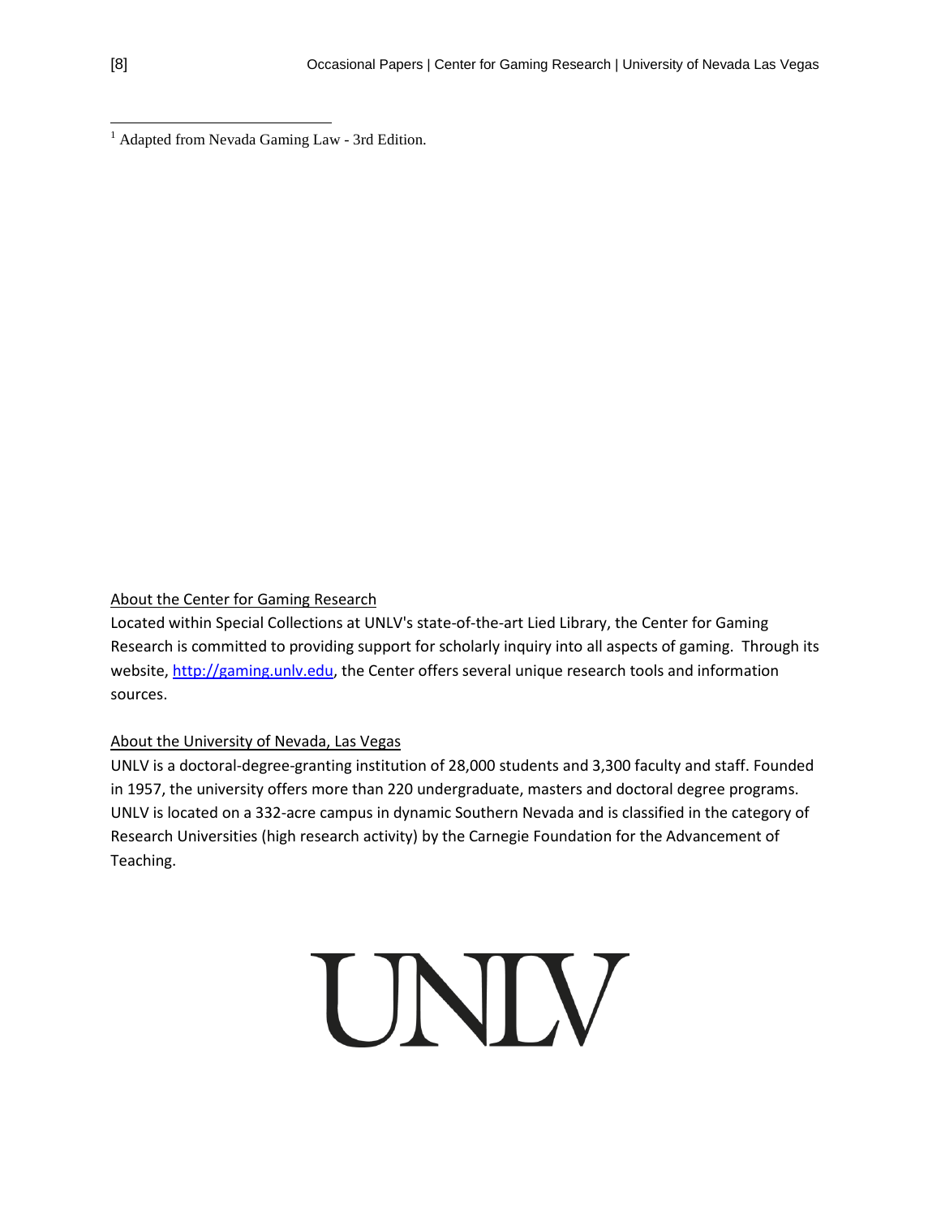[1] Adapted from Nevada Gaming Law - 3rd Edition.

About the Center for Gaming Research

Located within Special Collections at UNLV's state-of-the-art Lied Library, the Center for Gaming Research is committed to providing support for scholarly inquiry into all aspects of gaming. Through its website, http://gaming.unlv.edu, the Center offers several unique research tools and information sources.

About the University of Nevada, Las Vegas

UNLV is a doctoral-degree-granting institution of 28,000 students and 3,300 faculty and staff. Founded in 1957, the university offers more than 220 undergraduate, masters and doctoral degree programs. UNLV is located on a 332-acre campus in dynamic Southern Nevada and is classified in the category of Research Universities (high research activity) by the Carnegie Foundation for the Advancement of Teaching.

UNLV